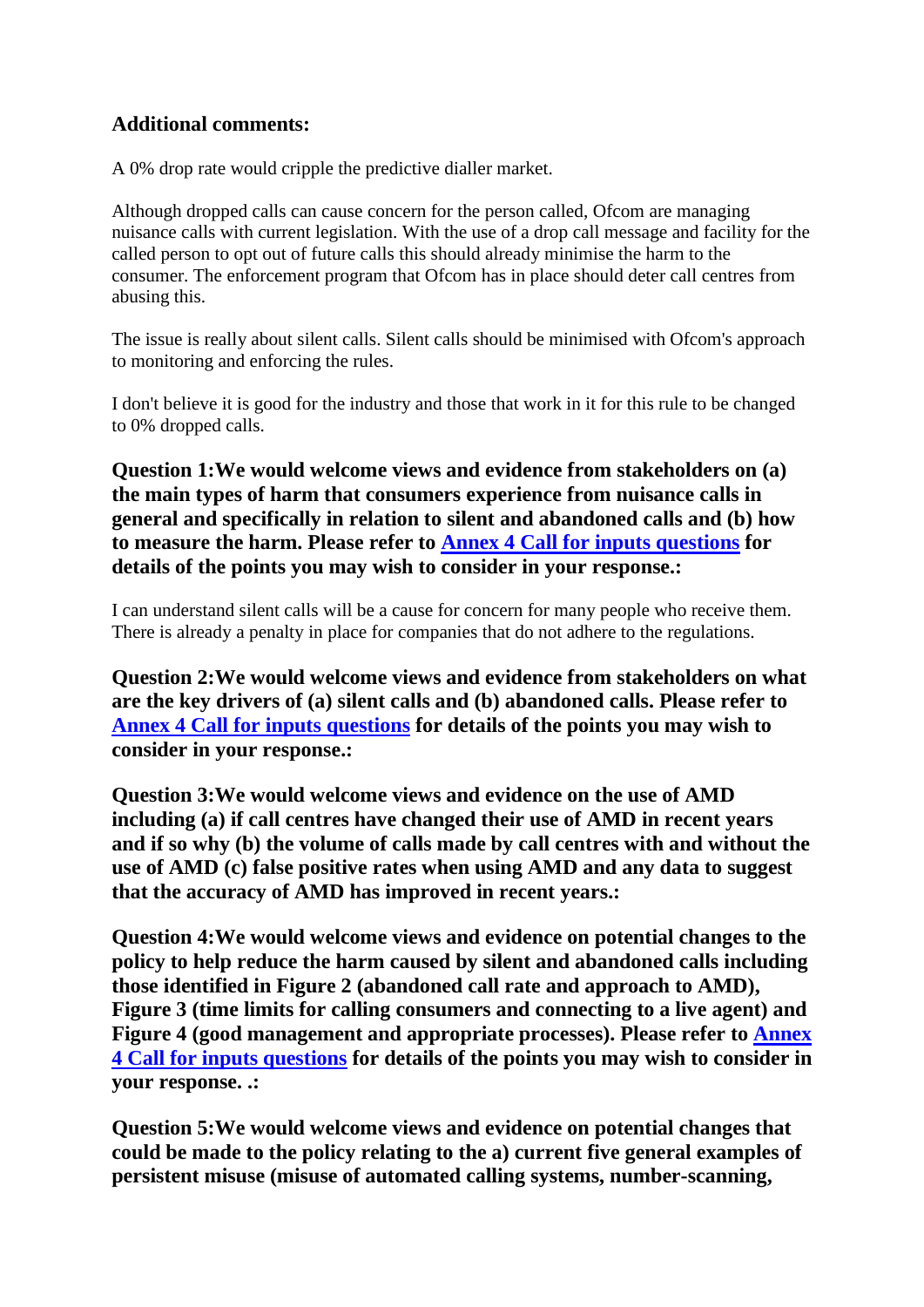**Additional comments:**

A 0% drop rate would cripple the predictive dialler market.

Although dropped calls can cause concern for the person called, Ofcom are managing nuisance calls with current legislation. With the use of a drop call message and facility for the called person to opt out of future calls this should already minimise the harm to the consumer. The enforcement program that Ofcom has in place should deter call centres from abusing this.

The issue is really about silent calls. Silent calls should be minimised with Ofcom's approach to monitoring and enforcing the rules.

I don't believe it is good for the industry and those that work in it for this rule to be changed to 0% dropped calls.

**Question 1:We would welcome views and evidence from stakeholders on (a) the main types of harm that consumers experience from nuisance calls in general and specifically in relation to silent and abandoned calls and (b) how to measure the harm. Please refer to [Annex 4 Call for inputs questions] for details of the points you may wish to consider in your response.:**

I can understand silent calls will be a cause for concern for many people who receive them. There is already a penalty in place for companies that do not adhere to the regulations.

**Question 2:We would welcome views and evidence from stakeholders on what are the key drivers of (a) silent calls and (b) abandoned calls. Please refer to [Annex 4 Call for inputs questions] for details of the points you may wish to consider in your response.:**

**Question 3:We would welcome views and evidence on the use of AMD including (a) if call centres have changed their use of AMD in recent years and if so why (b) the volume of calls made by call centres with and without the use of AMD (c) false positive rates when using AMD and any data to suggest that the accuracy of AMD has improved in recent years.:**

**Question 4:We would welcome views and evidence on potential changes to the policy to help reduce the harm caused by silent and abandoned calls including those identified in Figure 2 (abandoned call rate and approach to AMD), Figure 3 (time limits for calling consumers and connecting to a live agent) and Figure 4 (good management and appropriate processes). Please refer to [Annex 4 Call for inputs questions] for details of the points you may wish to consider in your response. .:**

**Question 5:We would welcome views and evidence on potential changes that could be made to the policy relating to the a) current five general examples of persistent misuse (misuse of automated calling systems, number-scanning,**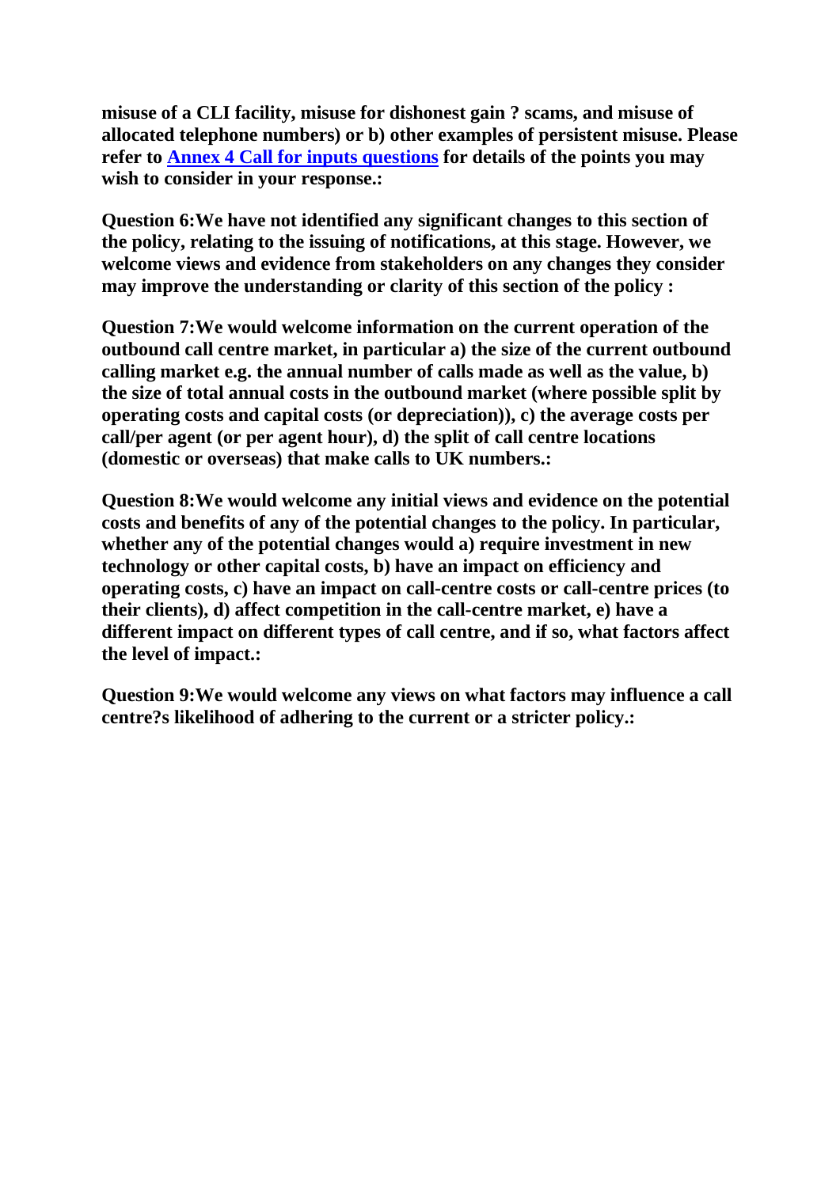**misuse of a CLI facility, misuse for dishonest gain ? scams, and misuse of allocated telephone numbers) or b) other examples of persistent misuse. Please refer to [Annex 4 Call for inputs questions] for details of the points you may wish to consider in your response.:**

**Question 6:We have not identified any significant changes to this section of the policy, relating to the issuing of notifications, at this stage. However, we welcome views and evidence from stakeholders on any changes they consider may improve the understanding or clarity of this section of the policy :**

**Question 7:We would welcome information on the current operation of the outbound call centre market, in particular a) the size of the current outbound calling market e.g. the annual number of calls made as well as the value, b) the size of total annual costs in the outbound market (where possible split by operating costs and capital costs (or depreciation)), c) the average costs per call/per agent (or per agent hour), d) the split of call centre locations (domestic or overseas) that make calls to UK numbers.:**

**Question 8:We would welcome any initial views and evidence on the potential costs and benefits of any of the potential changes to the policy. In particular, whether any of the potential changes would a) require investment in new technology or other capital costs, b) have an impact on efficiency and operating costs, c) have an impact on call-centre costs or call-centre prices (to their clients), d) affect competition in the call-centre market, e) have a different impact on different types of call centre, and if so, what factors affect the level of impact.:**

**Question 9:We would welcome any views on what factors may influence a call centre?s likelihood of adhering to the current or a stricter policy.:**